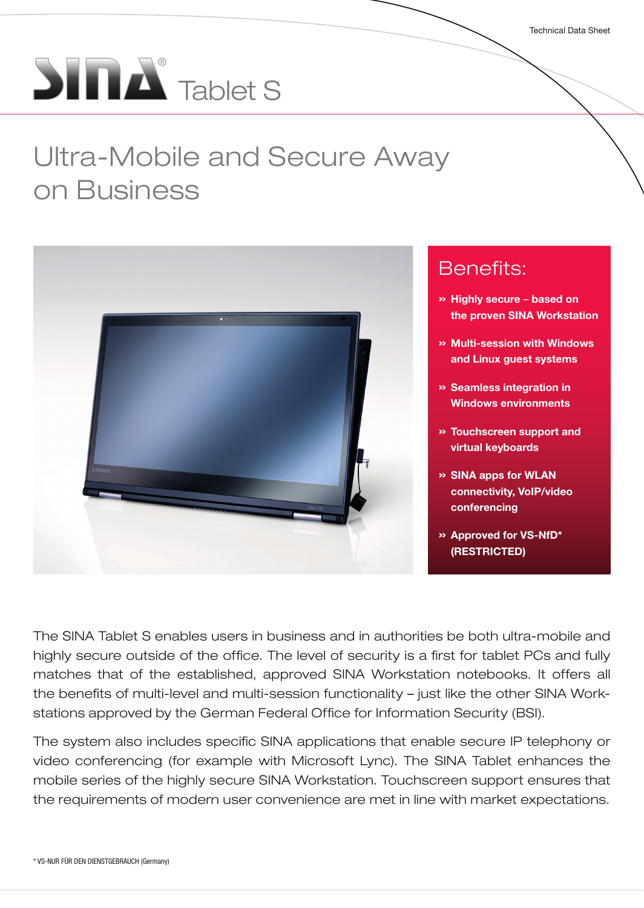Technical Data Sheet

# SINA® Tablet S

## Ultra-Mobile and Secure Away on Business

### Benefits:

- » **Highly secure – based on the proven SINA Workstation**
- » **Multi-session with Windows and Linux guest systems**
- » **Seamless integration in Windows environments**
- » **Touchscreen support and virtual keyboards**
- » **SINA apps for WLAN connectivity, VoIP/video conferencing**
- » **Approved for VS-NfD* (RESTRICTED)**

The SINA Tablet S enables users in business and in authorities be both ultra-mobile and highly secure outside of the office. The level of security is a first for tablet PCs and fully matches that of the established, approved SINA Workstation notebooks. It offers all the benefits of multi-level and multi-session functionality – just like the other SINA Workstations approved by the German Federal Office for Information Security (BSI).

The system also includes specific SINA applications that enable secure IP telephony or video conferencing (for example with Microsoft Lync). The SINA Tablet enhances the mobile series of the highly secure SINA Workstation. Touchscreen support ensures that the requirements of modern user convenience are met in line with market expectations.

* VS-NUR FÜR DEN DIENSTGEBRAUCH (Germany)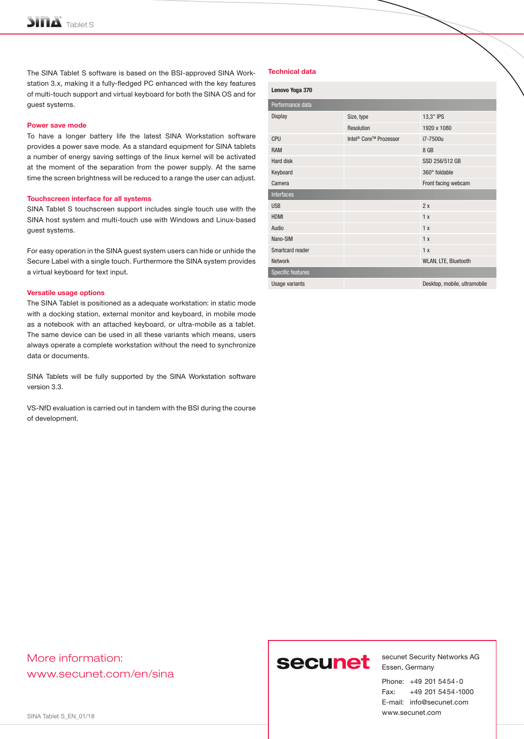The SINA Tablet S software is based on the BSI-approved SINA Workstation 3.x, making it a fully-fledged PC enhanced with the key features of multi-touch support and virtual keyboard for both the SINA OS and for guest systems.

### Power save mode

To have a longer battery life the latest SINA Workstation software provides a power save mode. As a standard equipment for SINA tablets a number of energy saving settings of the linux kernel will be activated at the moment of the separation from the power supply. At the same time the screen brightness will be reduced to a range the user can adjust.

### Touchscreen interface for all systems

SINA Tablet S touchscreen support includes single touch use with the SINA host system and multi-touch use with Windows and Linux-based guest systems.

For easy operation in the SINA guest system users can hide or unhide the Secure Label with a single touch. Furthermore the SINA system provides a virtual keyboard for text input.

### Versatile usage options

The SINA Tablet is positioned as a adequate workstation: in static mode with a docking station, external monitor and keyboard, in mobile mode as a notebook with an attached keyboard, or ultra-mobile as a tablet. The same device can be used in all these variants which means, users always operate a complete workstation without the need to synchronize data or documents.

SINA Tablets will be fully supported by the SINA Workstation software version 3.3.

VS-NfD evaluation is carried out in tandem with the BSI during the course of development.

### Technical data

| Lenovo Yoga 370 | | |
|---|---|---|
| **Performance data** | | |
| Display | Size, type | 13,3" IPS |
| | Resolution | 1920 x 1080 |
| CPU | Intel® Core™ Prozessor | i7-7500u |
| RAM | | 8 GB |
| Hard disk | | SSD 256/512 GB |
| Keyboard | | 360° foldable |
| Camera | | Front facing webcam |
| **Interfaces** | | |
| USB | | 2 x |
| HDMI | | 1 x |
| Audio | | 1 x |
| Nano-SIM | | 1 x |
| Smartcard reader | | 1 x |
| Network | | WLAN, LTE, Bluetooth |
| **Specific features** | | |
| Usage variants | | Desktop, mobile, ultramobile |

More information:
www.secunet.com/en/sina

SINA Tablet S_EN_01/18

secunet

secunet Security Networks AG
Essen, Germany

Phone: +49 201 5454-0
Fax: +49 201 5454-1000
E-mail: info@secunet.com
www.secunet.com